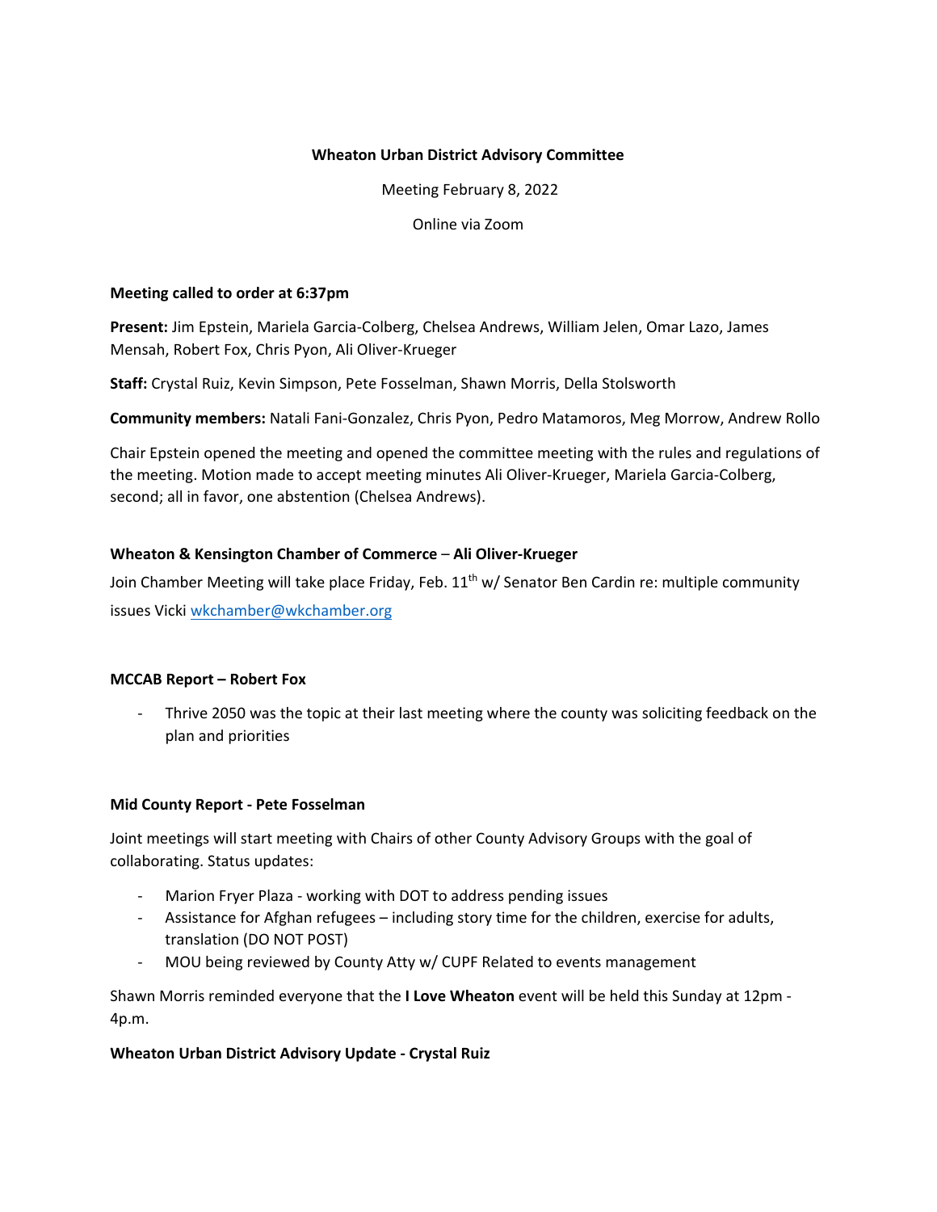**Wheaton Urban District Advisory Committee**

Meeting February 8, 2022

Online via Zoom

**Meeting called to order at 6:37pm**

**Present:** Jim Epstein, Mariela Garcia-Colberg, Chelsea Andrews, William Jelen, Omar Lazo, James Mensah, Robert Fox, Chris Pyon, Ali Oliver-Krueger

**Staff:** Crystal Ruiz, Kevin Simpson, Pete Fosselman, Shawn Morris, Della Stolsworth

**Community members:** Natali Fani-Gonzalez, Chris Pyon, Pedro Matamoros, Meg Morrow, Andrew Rollo

Chair Epstein opened the meeting and opened the committee meeting with the rules and regulations of the meeting. Motion made to accept meeting minutes Ali Oliver-Krueger, Mariela Garcia-Colberg, second; all in favor, one abstention (Chelsea Andrews).

**Wheaton & Kensington Chamber of Commerce** – **Ali Oliver-Krueger**

Join Chamber Meeting will take place Friday, Feb. 11th w/ Senator Ben Cardin re: multiple community issues Vicki wkchamber@wkchamber.org

**MCCAB Report – Robert Fox**

- Thrive 2050 was the topic at their last meeting where the county was soliciting feedback on the plan and priorities

**Mid County Report - Pete Fosselman**

Joint meetings will start meeting with Chairs of other County Advisory Groups with the goal of collaborating. Status updates:

- Marion Fryer Plaza - working with DOT to address pending issues
- Assistance for Afghan refugees – including story time for the children, exercise for adults, translation (DO NOT POST)
- MOU being reviewed by County Atty w/ CUPF Related to events management

Shawn Morris reminded everyone that the **I Love Wheaton** event will be held this Sunday at 12pm - 4p.m.

**Wheaton Urban District Advisory Update - Crystal Ruiz**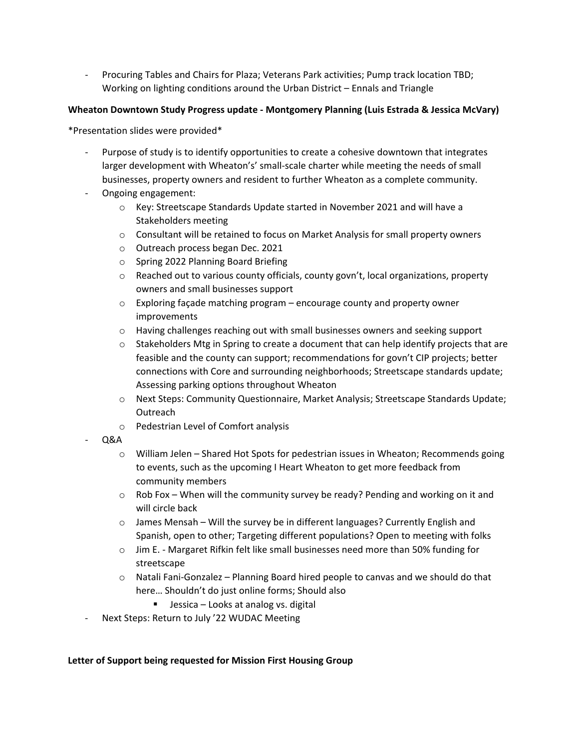- Procuring Tables and Chairs for Plaza; Veterans Park activities; Pump track location TBD; Working on lighting conditions around the Urban District – Ennals and Triangle

**Wheaton Downtown Study Progress update - Montgomery Planning (Luis Estrada & Jessica McVary)**

*Presentation slides were provided*

- Purpose of study is to identify opportunities to create a cohesive downtown that integrates larger development with Wheaton's' small-scale charter while meeting the needs of small businesses, property owners and resident to further Wheaton as a complete community.
- Ongoing engagement:
  - Key: Streetscape Standards Update started in November 2021 and will have a Stakeholders meeting
  - Consultant will be retained to focus on Market Analysis for small property owners
  - Outreach process began Dec. 2021
  - Spring 2022 Planning Board Briefing
  - Reached out to various county officials, county govn't, local organizations, property owners and small businesses support
  - Exploring façade matching program – encourage county and property owner improvements
  - Having challenges reaching out with small businesses owners and seeking support
  - Stakeholders Mtg in Spring to create a document that can help identify projects that are feasible and the county can support; recommendations for govn't CIP projects; better connections with Core and surrounding neighborhoods; Streetscape standards update; Assessing parking options throughout Wheaton
  - Next Steps: Community Questionnaire, Market Analysis; Streetscape Standards Update; Outreach
  - Pedestrian Level of Comfort analysis
- Q&A
  - William Jelen – Shared Hot Spots for pedestrian issues in Wheaton; Recommends going to events, such as the upcoming I Heart Wheaton to get more feedback from community members
  - Rob Fox – When will the community survey be ready? Pending and working on it and will circle back
  - James Mensah – Will the survey be in different languages? Currently English and Spanish, open to other; Targeting different populations? Open to meeting with folks
  - Jim E. - Margaret Rifkin felt like small businesses need more than 50% funding for streetscape
  - Natali Fani-Gonzalez – Planning Board hired people to canvas and we should do that here… Shouldn't do just online forms; Should also
    - Jessica – Looks at analog vs. digital
- Next Steps: Return to July '22 WUDAC Meeting

**Letter of Support being requested for Mission First Housing Group**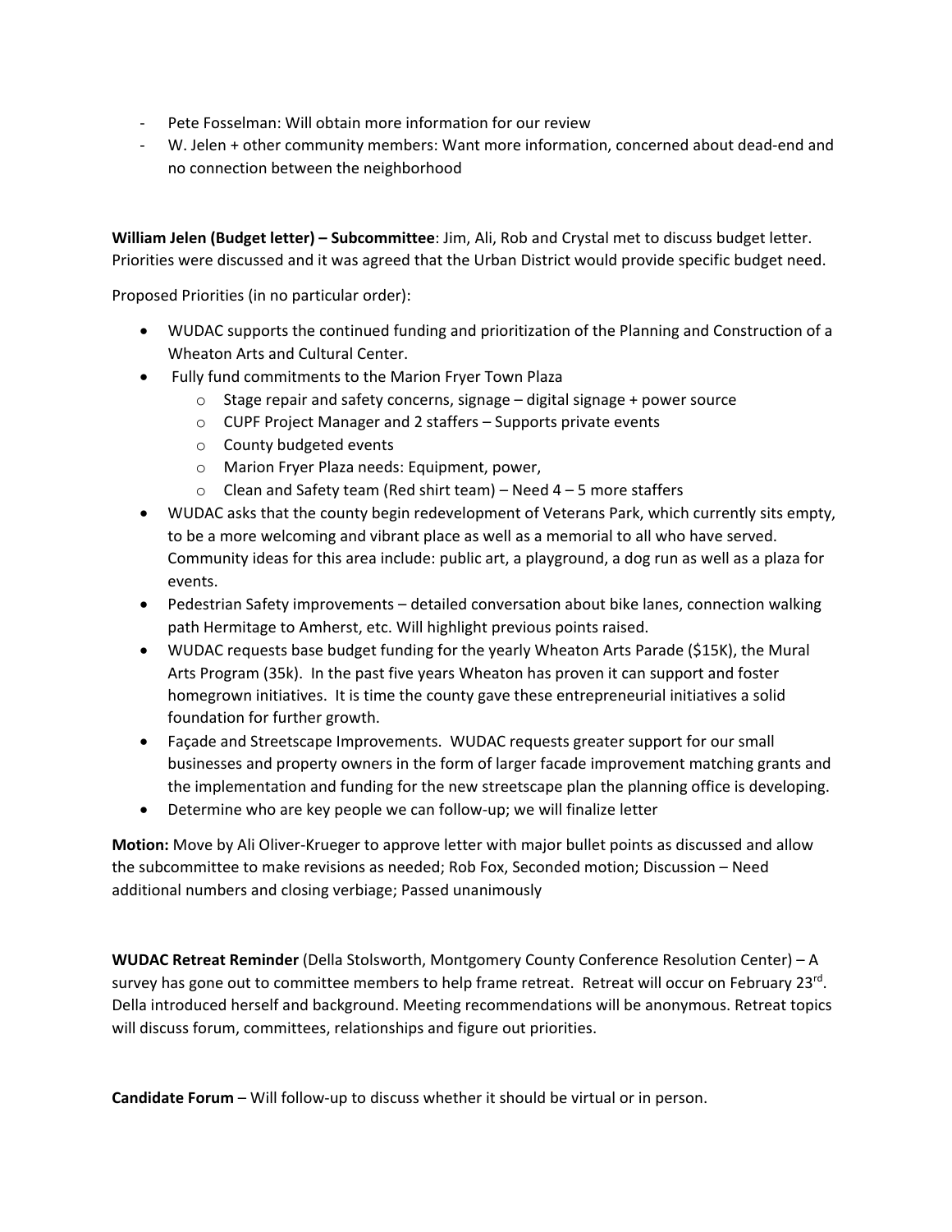- Pete Fosselman: Will obtain more information for our review
- W. Jelen + other community members: Want more information, concerned about dead-end and no connection between the neighborhood

**William Jelen (Budget letter) – Subcommittee**: Jim, Ali, Rob and Crystal met to discuss budget letter. Priorities were discussed and it was agreed that the Urban District would provide specific budget need.

Proposed Priorities (in no particular order):

- WUDAC supports the continued funding and prioritization of the Planning and Construction of a Wheaton Arts and Cultural Center.
- Fully fund commitments to the Marion Fryer Town Plaza
  - Stage repair and safety concerns, signage – digital signage + power source
  - CUPF Project Manager and 2 staffers – Supports private events
  - County budgeted events
  - Marion Fryer Plaza needs: Equipment, power,
  - Clean and Safety team (Red shirt team) – Need 4 – 5 more staffers
- WUDAC asks that the county begin redevelopment of Veterans Park, which currently sits empty, to be a more welcoming and vibrant place as well as a memorial to all who have served. Community ideas for this area include: public art, a playground, a dog run as well as a plaza for events.
- Pedestrian Safety improvements – detailed conversation about bike lanes, connection walking path Hermitage to Amherst, etc. Will highlight previous points raised.
- WUDAC requests base budget funding for the yearly Wheaton Arts Parade ($15K), the Mural Arts Program (35k). In the past five years Wheaton has proven it can support and foster homegrown initiatives. It is time the county gave these entrepreneurial initiatives a solid foundation for further growth.
- Façade and Streetscape Improvements. WUDAC requests greater support for our small businesses and property owners in the form of larger facade improvement matching grants and the implementation and funding for the new streetscape plan the planning office is developing.
- Determine who are key people we can follow-up; we will finalize letter

**Motion:** Move by Ali Oliver-Krueger to approve letter with major bullet points as discussed and allow the subcommittee to make revisions as needed; Rob Fox, Seconded motion; Discussion – Need additional numbers and closing verbiage; Passed unanimously

**WUDAC Retreat Reminder** (Della Stolsworth, Montgomery County Conference Resolution Center) – A survey has gone out to committee members to help frame retreat. Retreat will occur on February 23rd. Della introduced herself and background. Meeting recommendations will be anonymous. Retreat topics will discuss forum, committees, relationships and figure out priorities.

**Candidate Forum** – Will follow-up to discuss whether it should be virtual or in person.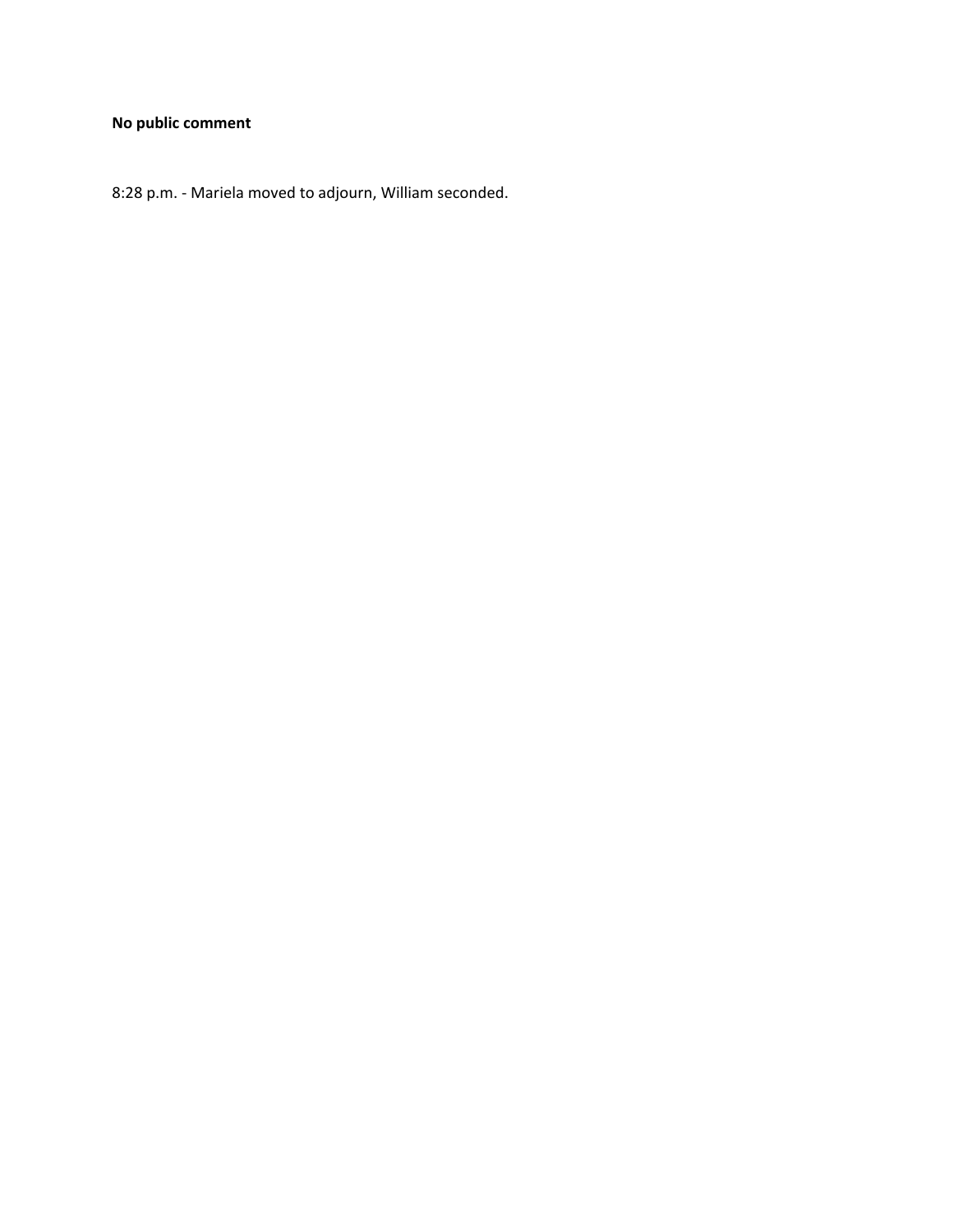**No public comment**

8:28 p.m. - Mariela moved to adjourn, William seconded.